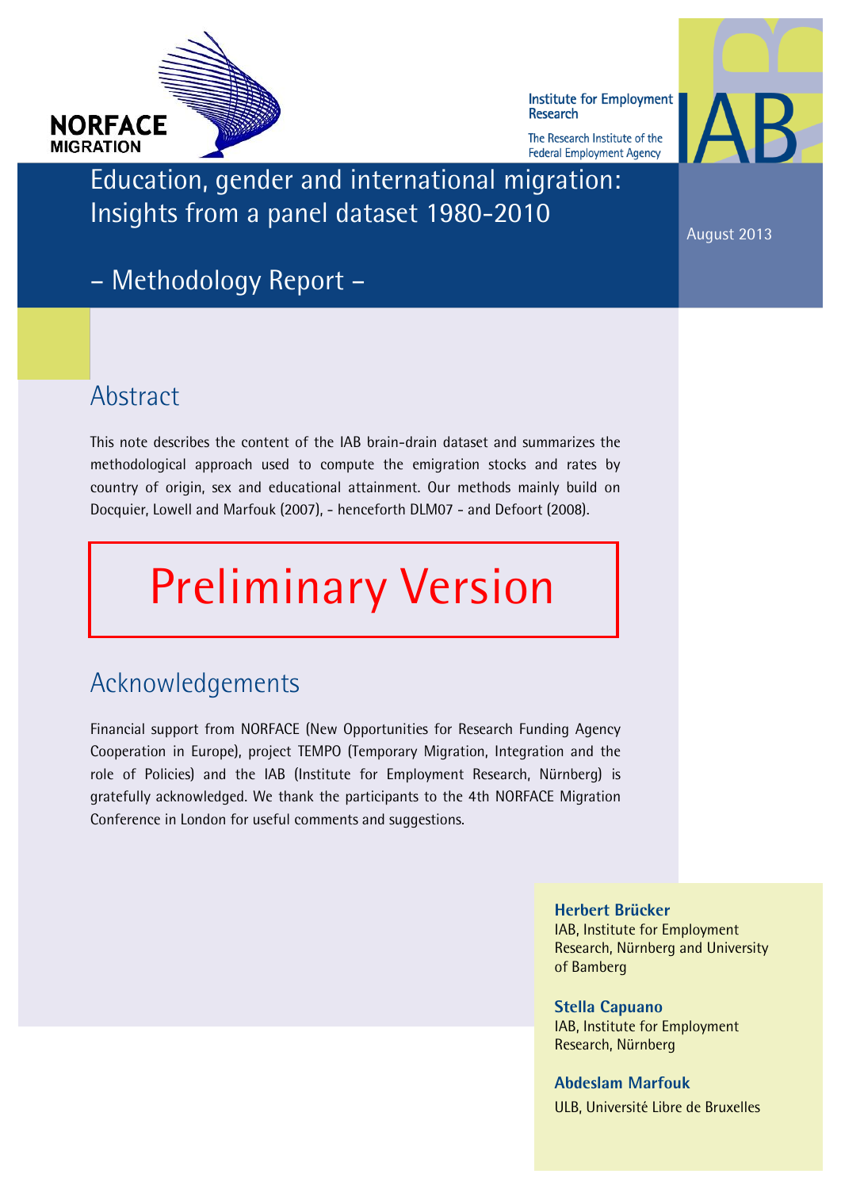NORFACE MIGRATION

Institute for Employment Research

The Research Institute of the Federal Employment Agency

IAB

# Education, gender and international migration: Insights from a panel dataset 1980-2010

## – Methodology Report –

August 2013

## Abstract

This note describes the content of the IAB brain-drain dataset and summarizes the methodological approach used to compute the emigration stocks and rates by country of origin, sex and educational attainment. Our methods mainly build on Docquier, Lowell and Marfouk (2007), - henceforth DLM07 - and Defoort (2008).

**Preliminary Version**

## Acknowledgements

Financial support from NORFACE (New Opportunities for Research Funding Agency Cooperation in Europe), project TEMPO (Temporary Migration, Integration and the role of Policies) and the IAB (Institute for Employment Research, Nürnberg) is gratefully acknowledged. We thank the participants to the 4th NORFACE Migration Conference in London for useful comments and suggestions.

**Herbert Brücker**
IAB, Institute for Employment Research, Nürnberg and University of Bamberg

**Stella Capuano**
IAB, Institute for Employment Research, Nürnberg

**Abdeslam Marfouk**
ULB, Université Libre de Bruxelles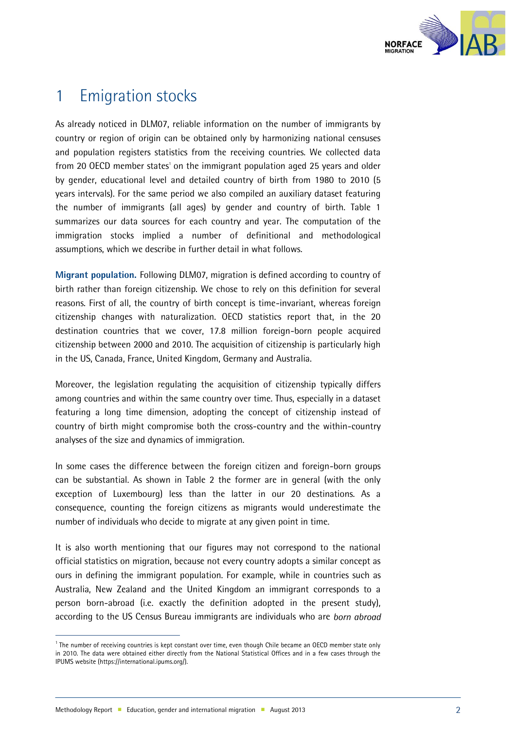# 1 Emigration stocks

As already noticed in DLM07, reliable information on the number of immigrants by country or region of origin can be obtained only by harmonizing national censuses and population registers statistics from the receiving countries. We collected data from 20 OECD member states[1] on the immigrant population aged 25 years and older by gender, educational level and detailed country of birth from 1980 to 2010 (5 years intervals). For the same period we also compiled an auxiliary dataset featuring the number of immigrants (all ages) by gender and country of birth. Table 1 summarizes our data sources for each country and year. The computation of the immigration stocks implied a number of definitional and methodological assumptions, which we describe in further detail in what follows.

**Migrant population.** Following DLM07, migration is defined according to country of birth rather than foreign citizenship. We chose to rely on this definition for several reasons. First of all, the country of birth concept is time-invariant, whereas foreign citizenship changes with naturalization. OECD statistics report that, in the 20 destination countries that we cover, 17.8 million foreign-born people acquired citizenship between 2000 and 2010. The acquisition of citizenship is particularly high in the US, Canada, France, United Kingdom, Germany and Australia.

Moreover, the legislation regulating the acquisition of citizenship typically differs among countries and within the same country over time. Thus, especially in a dataset featuring a long time dimension, adopting the concept of citizenship instead of country of birth might compromise both the cross-country and the within-country analyses of the size and dynamics of immigration.

In some cases the difference between the foreign citizen and foreign-born groups can be substantial. As shown in Table 2 the former are in general (with the only exception of Luxembourg) less than the latter in our 20 destinations. As a consequence, counting the foreign citizens as migrants would underestimate the number of individuals who decide to migrate at any given point in time.

It is also worth mentioning that our figures may not correspond to the national official statistics on migration, because not every country adopts a similar concept as ours in defining the immigrant population. For example, while in countries such as Australia, New Zealand and the United Kingdom an immigrant corresponds to a person born-abroad (i.e. exactly the definition adopted in the present study), according to the US Census Bureau immigrants are individuals who are *born abroad*

[1] The number of receiving countries is kept constant over time, even though Chile became an OECD member state only in 2010. The data were obtained either directly from the National Statistical Offices and in a few cases through the IPUMS website (https://international.ipums.org/).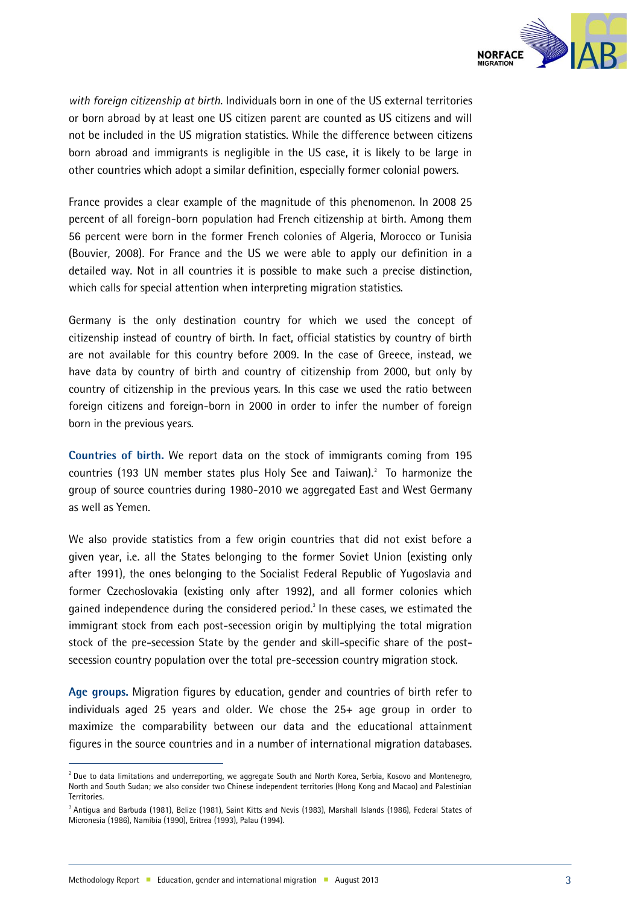*with foreign citizenship at birth*. Individuals born in one of the US external territories or born abroad by at least one US citizen parent are counted as US citizens and will not be included in the US migration statistics. While the difference between citizens born abroad and immigrants is negligible in the US case, it is likely to be large in other countries which adopt a similar definition, especially former colonial powers.

France provides a clear example of the magnitude of this phenomenon. In 2008 25 percent of all foreign-born population had French citizenship at birth. Among them 56 percent were born in the former French colonies of Algeria, Morocco or Tunisia (Bouvier, 2008). For France and the US we were able to apply our definition in a detailed way. Not in all countries it is possible to make such a precise distinction, which calls for special attention when interpreting migration statistics.

Germany is the only destination country for which we used the concept of citizenship instead of country of birth. In fact, official statistics by country of birth are not available for this country before 2009. In the case of Greece, instead, we have data by country of birth and country of citizenship from 2000, but only by country of citizenship in the previous years. In this case we used the ratio between foreign citizens and foreign-born in 2000 in order to infer the number of foreign born in the previous years.

**Countries of birth.** We report data on the stock of immigrants coming from 195 countries (193 UN member states plus Holy See and Taiwan).[2] To harmonize the group of source countries during 1980-2010 we aggregated East and West Germany as well as Yemen.

We also provide statistics from a few origin countries that did not exist before a given year, i.e. all the States belonging to the former Soviet Union (existing only after 1991), the ones belonging to the Socialist Federal Republic of Yugoslavia and former Czechoslovakia (existing only after 1992), and all former colonies which gained independence during the considered period.[3] In these cases, we estimated the immigrant stock from each post-secession origin by multiplying the total migration stock of the pre-secession State by the gender and skill-specific share of the post-secession country population over the total pre-secession country migration stock.

**Age groups.** Migration figures by education, gender and countries of birth refer to individuals aged 25 years and older. We chose the 25+ age group in order to maximize the comparability between our data and the educational attainment figures in the source countries and in a number of international migration databases.

---

[2] Due to data limitations and underreporting, we aggregate South and North Korea, Serbia, Kosovo and Montenegro, North and South Sudan; we also consider two Chinese independent territories (Hong Kong and Macao) and Palestinian Territories.

[3] Antigua and Barbuda (1981), Belize (1981), Saint Kitts and Nevis (1983), Marshall Islands (1986), Federal States of Micronesia (1986), Namibia (1990), Eritrea (1993), Palau (1994).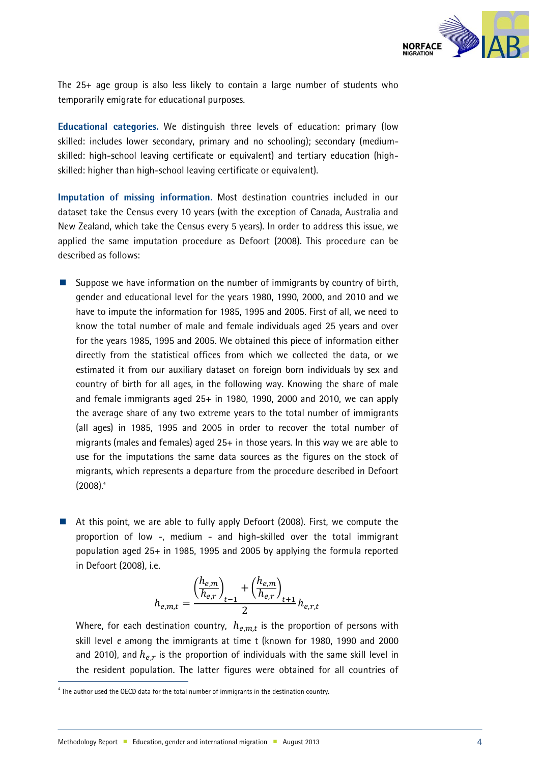The 25+ age group is also less likely to contain a large number of students who temporarily emigrate for educational purposes.

**Educational categories.** We distinguish three levels of education: primary (low skilled: includes lower secondary, primary and no schooling); secondary (medium-skilled: high-school leaving certificate or equivalent) and tertiary education (high-skilled: higher than high-school leaving certificate or equivalent).

**Imputation of missing information.** Most destination countries included in our dataset take the Census every 10 years (with the exception of Canada, Australia and New Zealand, which take the Census every 5 years). In order to address this issue, we applied the same imputation procedure as Defoort (2008). This procedure can be described as follows:

- Suppose we have information on the number of immigrants by country of birth, gender and educational level for the years 1980, 1990, 2000, and 2010 and we have to impute the information for 1985, 1995 and 2005. First of all, we need to know the total number of male and female individuals aged 25 years and over for the years 1985, 1995 and 2005. We obtained this piece of information either directly from the statistical offices from which we collected the data, or we estimated it from our auxiliary dataset on foreign born individuals by sex and country of birth for all ages, in the following way. Knowing the share of male and female immigrants aged 25+ in 1980, 1990, 2000 and 2010, we can apply the average share of any two extreme years to the total number of immigrants (all ages) in 1985, 1995 and 2005 in order to recover the total number of migrants (males and females) aged 25+ in those years. In this way we are able to use for the imputations the same data sources as the figures on the stock of migrants, which represents a departure from the procedure described in Defoort (2008).[4]

- At this point, we are able to fully apply Defoort (2008). First, we compute the proportion of low -, medium - and high-skilled over the total immigrant population aged 25+ in 1985, 1995 and 2005 by applying the formula reported in Defoort (2008), i.e.

$$h_{e,m,t} = \frac{\left(\frac{h_{e,m}}{h_{e,r}}\right)_{t-1} + \left(\frac{h_{e,m}}{h_{e,r}}\right)_{t+1}}{2} h_{e,r,t}$$

  Where, for each destination country, $h_{e,m,t}$ is the proportion of persons with skill level $e$ among the immigrants at time t (known for 1980, 1990 and 2000 and 2010), and $h_{e,r}$ is the proportion of individuals with the same skill level in the resident population. The latter figures were obtained for all countries of

[4] The author used the OECD data for the total number of immigrants in the destination country.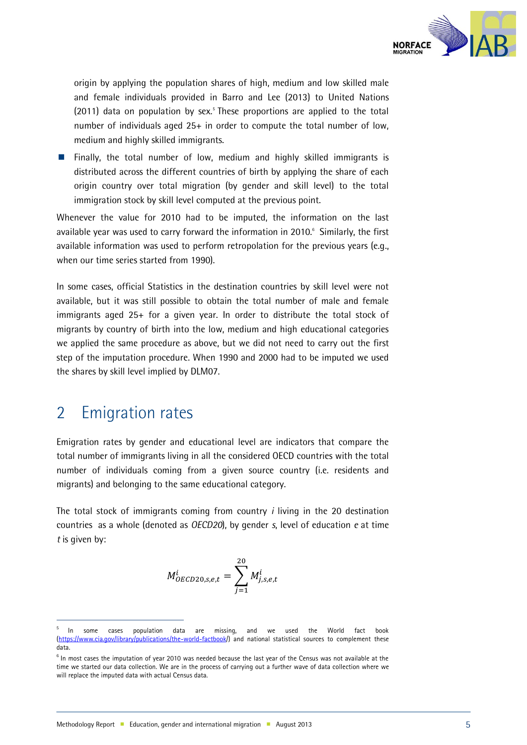origin by applying the population shares of high, medium and low skilled male and female individuals provided in Barro and Lee (2013) to United Nations (2011) data on population by sex.[5] These proportions are applied to the total number of individuals aged 25+ in order to compute the total number of low, medium and highly skilled immigrants.

- Finally, the total number of low, medium and highly skilled immigrants is distributed across the different countries of birth by applying the share of each origin country over total migration (by gender and skill level) to the total immigration stock by skill level computed at the previous point.

Whenever the value for 2010 had to be imputed, the information on the last available year was used to carry forward the information in 2010.[6] Similarly, the first available information was used to perform retropolation for the previous years (e.g., when our time series started from 1990).

In some cases, official Statistics in the destination countries by skill level were not available, but it was still possible to obtain the total number of male and female immigrants aged 25+ for a given year. In order to distribute the total stock of migrants by country of birth into the low, medium and high educational categories we applied the same procedure as above, but we did not need to carry out the first step of the imputation procedure. When 1990 and 2000 had to be imputed we used the shares by skill level implied by DLM07.

# 2 Emigration rates

Emigration rates by gender and educational level are indicators that compare the total number of immigrants living in all the considered OECD countries with the total number of individuals coming from a given source country (i.e. residents and migrants) and belonging to the same educational category.

The total stock of immigrants coming from country $i$ living in the 20 destination countries as a whole (denoted as *OECD20*), by gender $s$, level of education $e$ at time $t$ is given by:

$$M^{i}_{OECD20,s,e,t} = \sum_{j=1}^{20} M^{i}_{j,s,e,t}$$

---

[5] In some cases population data are missing, and we used the World fact book (https://www.cia.gov/library/publications/the-world-factbook/) and national statistical sources to complement these data.

[6] In most cases the imputation of year 2010 was needed because the last year of the Census was not available at the time we started our data collection. We are in the process of carrying out a further wave of data collection where we will replace the imputed data with actual Census data.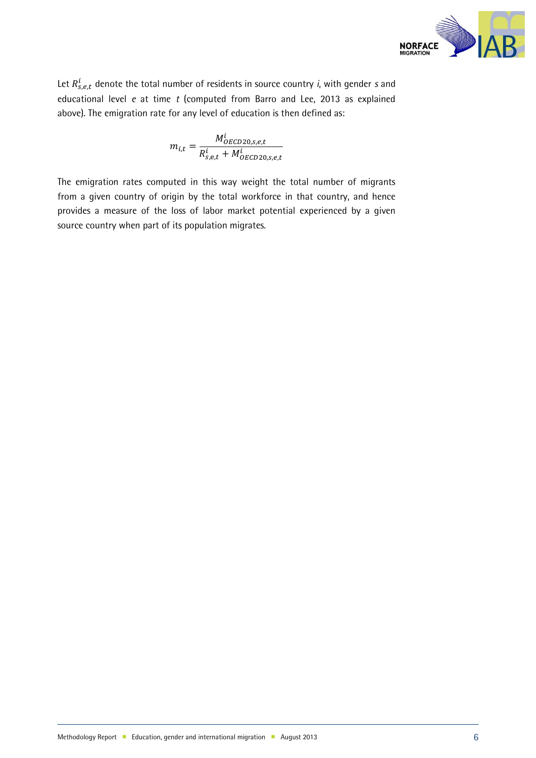Let $R^i_{s,e,t}$ denote the total number of residents in source country *i*, with gender *s* and educational level *e* at time *t* (computed from Barro and Lee, 2013 as explained above). The emigration rate for any level of education is then defined as:

$$m_{i,t} = \frac{M^i_{OECD20,s,e,t}}{R^i_{s,e,t} + M^i_{OECD20,s,e,t}}$$

The emigration rates computed in this way weight the total number of migrants from a given country of origin by the total workforce in that country, and hence provides a measure of the loss of labor market potential experienced by a given source country when part of its population migrates.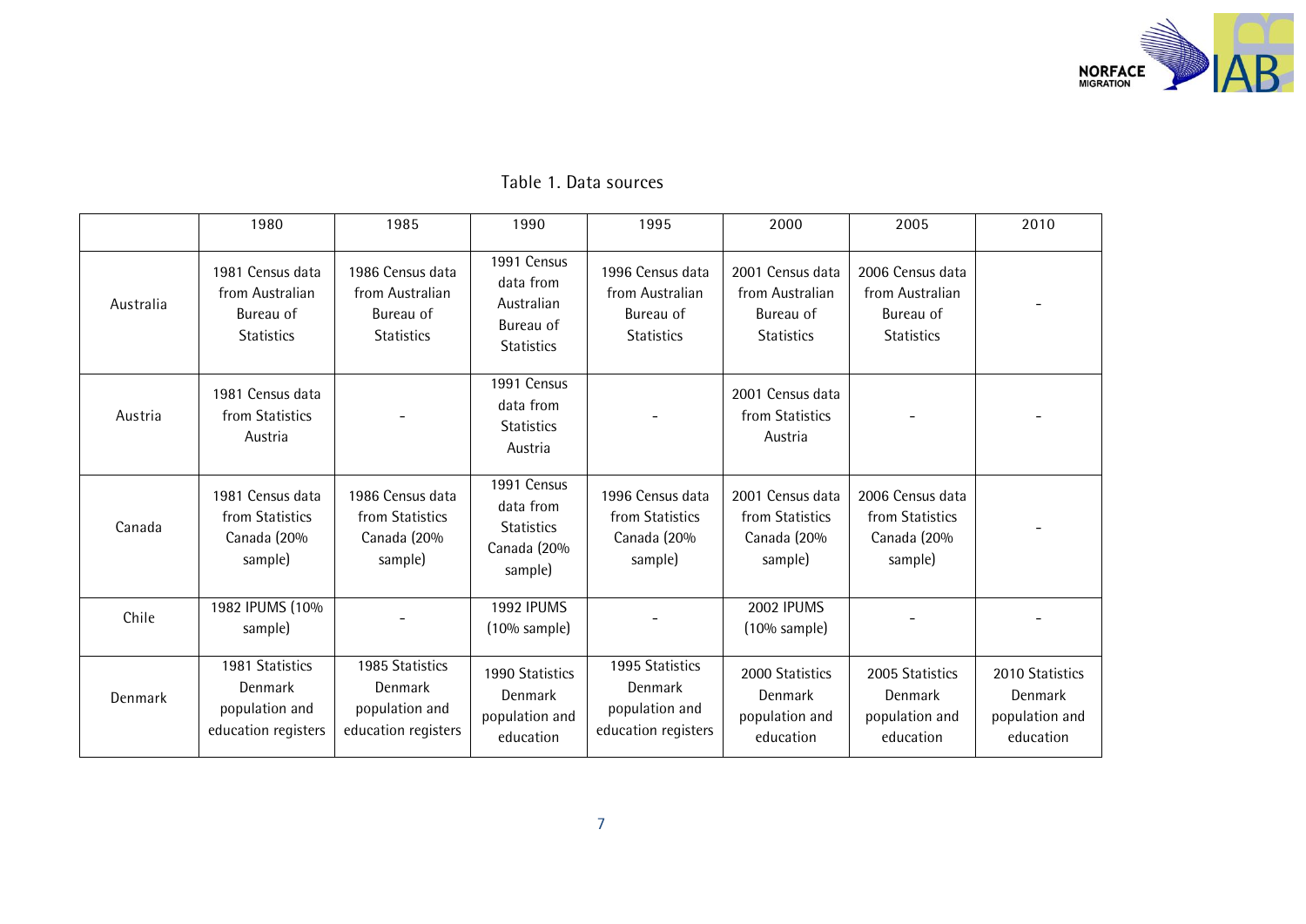Table 1. Data sources

| | 1980 | 1985 | 1990 | 1995 | 2000 | 2005 | 2010 |
|---|---|---|---|---|---|---|---|
| Australia | 1981 Census data from Australian Bureau of Statistics | 1986 Census data from Australian Bureau of Statistics | 1991 Census data from Australian Bureau of Statistics | 1996 Census data from Australian Bureau of Statistics | 2001 Census data from Australian Bureau of Statistics | 2006 Census data from Australian Bureau of Statistics | - |
| Austria | 1981 Census data from Statistics Austria | - | 1991 Census data from Statistics Austria | - | 2001 Census data from Statistics Austria | - | - |
| Canada | 1981 Census data from Statistics Canada (20% sample) | 1986 Census data from Statistics Canada (20% sample) | 1991 Census data from Statistics Canada (20% sample) | 1996 Census data from Statistics Canada (20% sample) | 2001 Census data from Statistics Canada (20% sample) | 2006 Census data from Statistics Canada (20% sample) | - |
| Chile | 1982 IPUMS (10% sample) | - | 1992 IPUMS (10% sample) | - | 2002 IPUMS (10% sample) | - | - |
| Denmark | 1981 Statistics Denmark population and education registers | 1985 Statistics Denmark population and education registers | 1990 Statistics Denmark population and education | 1995 Statistics Denmark population and education registers | 2000 Statistics Denmark population and education | 2005 Statistics Denmark population and education | 2010 Statistics Denmark population and education |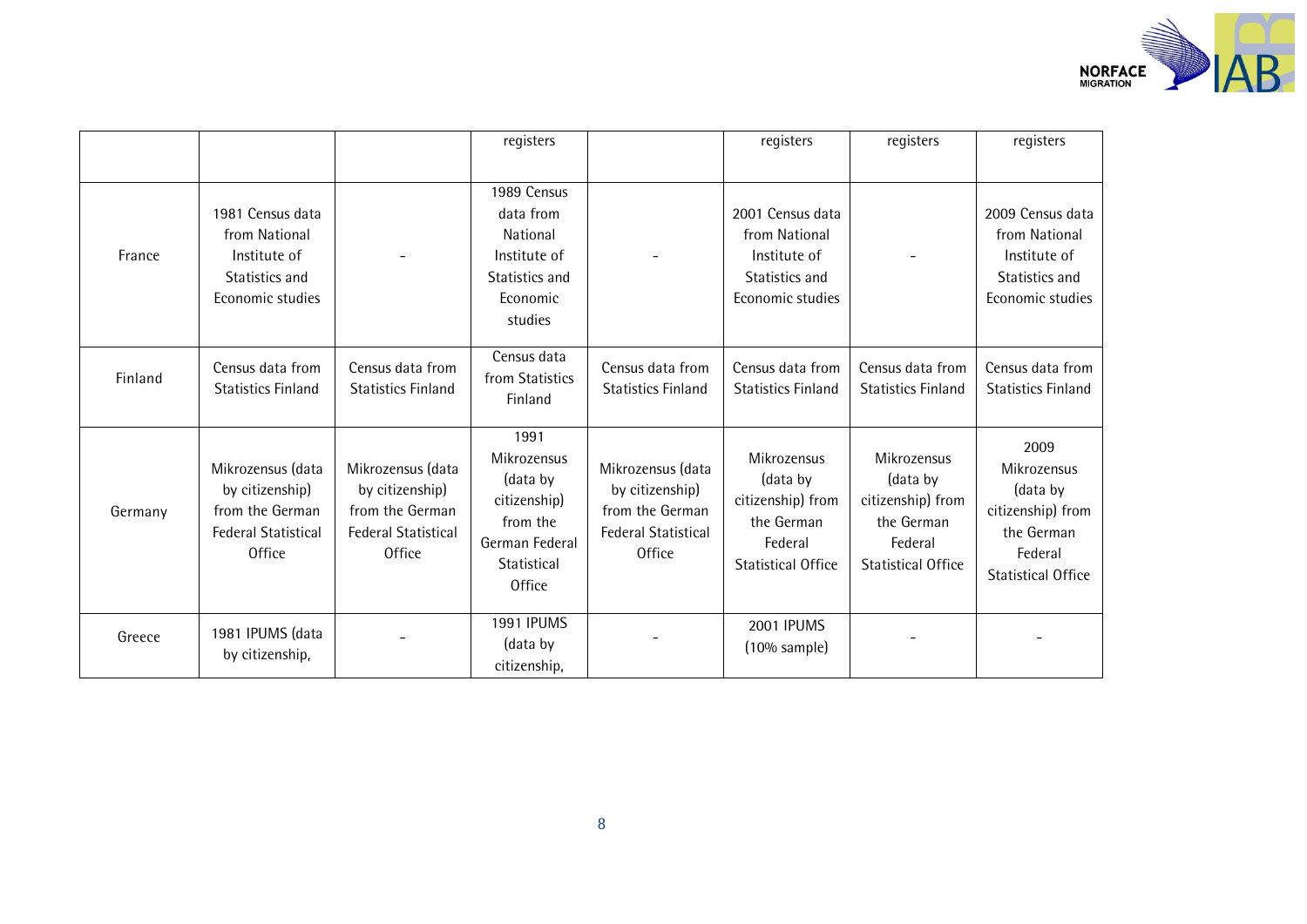| | | | | | | | |
|---|---|---|---|---|---|---|---|
| | | | registers | | registers | registers | registers |
| France | 1981 Census data from National Institute of Statistics and Economic studies | - | 1989 Census data from National Institute of Statistics and Economic studies | - | 2001 Census data from National Institute of Statistics and Economic studies | - | 2009 Census data from National Institute of Statistics and Economic studies |
| Finland | Census data from Statistics Finland | Census data from Statistics Finland | Census data from Statistics Finland | Census data from Statistics Finland | Census data from Statistics Finland | Census data from Statistics Finland | Census data from Statistics Finland |
| Germany | Mikrozensus (data by citizenship) from the German Federal Statistical Office | Mikrozensus (data by citizenship) from the German Federal Statistical Office | 1991 Mikrozensus (data by citizenship) from the German Federal Statistical Office | Mikrozensus (data by citizenship) from the German Federal Statistical Office | Mikrozensus (data by citizenship) from the German Federal Statistical Office | Mikrozensus (data by citizenship) from the German Federal Statistical Office | 2009 Mikrozensus (data by citizenship) from the German Federal Statistical Office |
| Greece | 1981 IPUMS (data by citizenship, | - | 1991 IPUMS (data by citizenship, | - | 2001 IPUMS (10% sample) | - | - |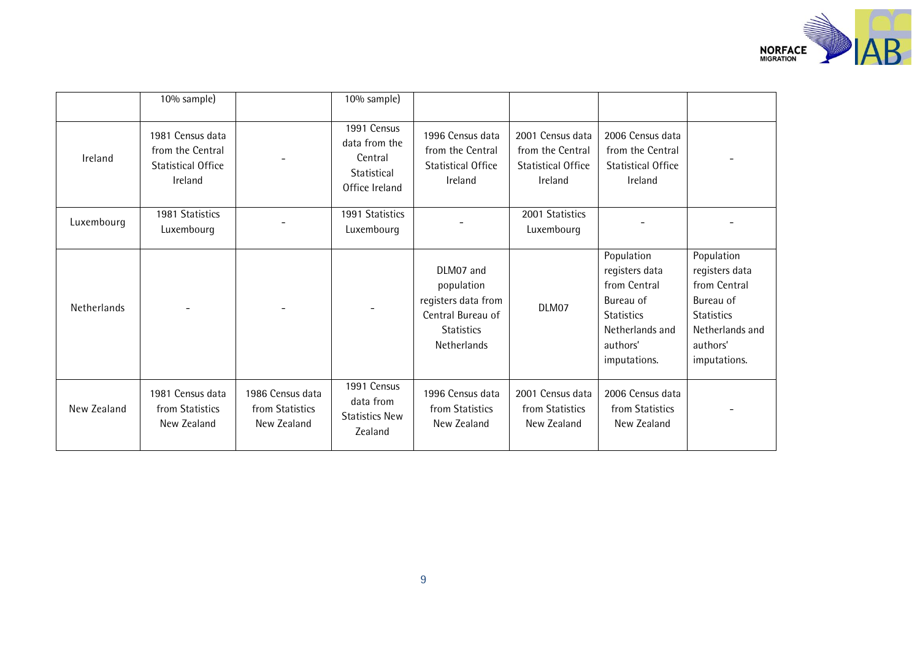| | 10% sample) | | 10% sample) | | | | |
|---|---|---|---|---|---|---|---|
| Ireland | 1981 Census data from the Central Statistical Office Ireland | - | 1991 Census data from the Central Statistical Office Ireland | 1996 Census data from the Central Statistical Office Ireland | 2001 Census data from the Central Statistical Office Ireland | 2006 Census data from the Central Statistical Office Ireland | - |
| Luxembourg | 1981 Statistics Luxembourg | - | 1991 Statistics Luxembourg | - | 2001 Statistics Luxembourg | - | - |
| Netherlands | - | - | - | DLM07 and population registers data from Central Bureau of Statistics Netherlands | DLM07 | Population registers data from Central Bureau of Statistics Netherlands and authors' imputations. | Population registers data from Central Bureau of Statistics Netherlands and authors' imputations. |
| New Zealand | 1981 Census data from Statistics New Zealand | 1986 Census data from Statistics New Zealand | 1991 Census data from Statistics New Zealand | 1996 Census data from Statistics New Zealand | 2001 Census data from Statistics New Zealand | 2006 Census data from Statistics New Zealand | - |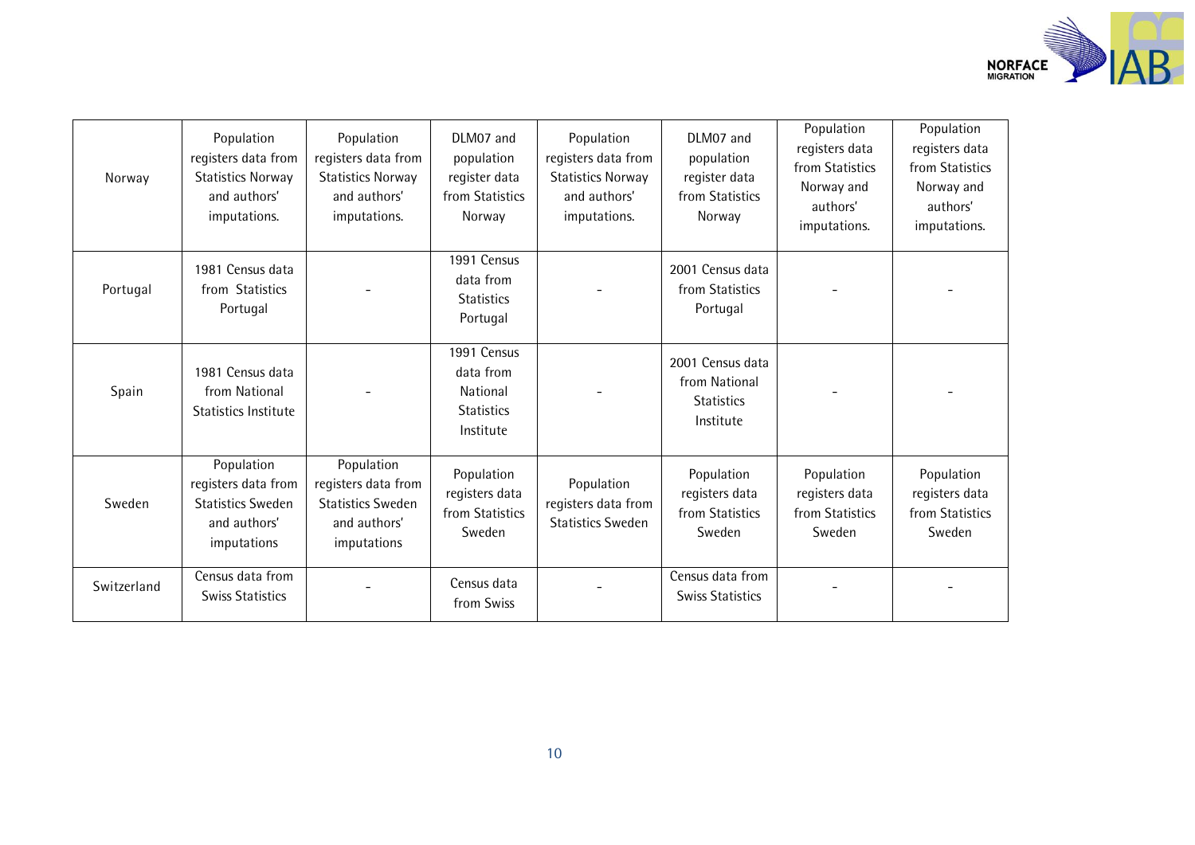| Norway | Population registers data from Statistics Norway and authors' imputations. | Population registers data from Statistics Norway and authors' imputations. | DLM07 and population register data from Statistics Norway | Population registers data from Statistics Norway and authors' imputations. | DLM07 and population register data from Statistics Norway | Population registers data from Statistics Norway and authors' imputations. | Population registers data from Statistics Norway and authors' imputations. |
|---|---|---|---|---|---|---|---|
| Portugal | 1981 Census data from Statistics Portugal | - | 1991 Census data from Statistics Portugal | - | 2001 Census data from Statistics Portugal | - | - |
| Spain | 1981 Census data from National Statistics Institute | - | 1991 Census data from National Statistics Institute | - | 2001 Census data from National Statistics Institute | - | - |
| Sweden | Population registers data from Statistics Sweden and authors' imputations | Population registers data from Statistics Sweden and authors' imputations | Population registers data from Statistics Sweden | Population registers data from Statistics Sweden | Population registers data from Statistics Sweden | Population registers data from Statistics Sweden | Population registers data from Statistics Sweden |
| Switzerland | Census data from Swiss Statistics | - | Census data from Swiss | - | Census data from Swiss Statistics | - | - |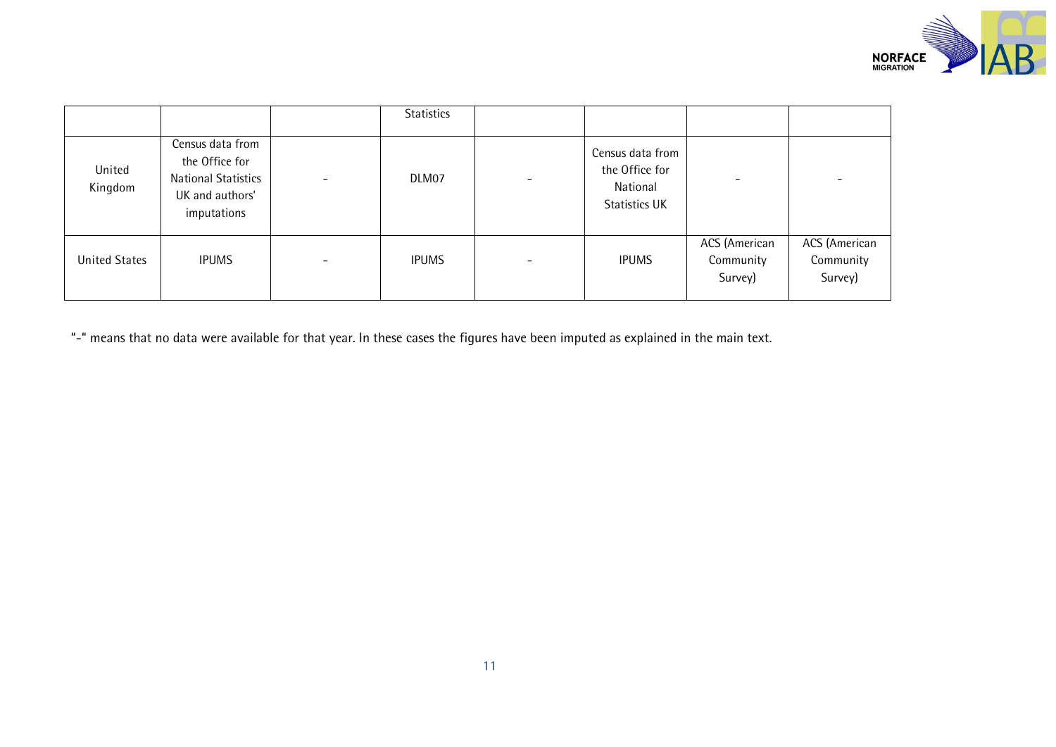| | | | Statistics | | | | |
|---|---|---|---|---|---|---|---|
| United Kingdom | Census data from the Office for National Statistics UK and authors' imputations | - | DLM07 | - | Census data from the Office for National Statistics UK | - | - |
| United States | IPUMS | - | IPUMS | - | IPUMS | ACS (American Community Survey) | ACS (American Community Survey) |

"-" means that no data were available for that year. In these cases the figures have been imputed as explained in the main text.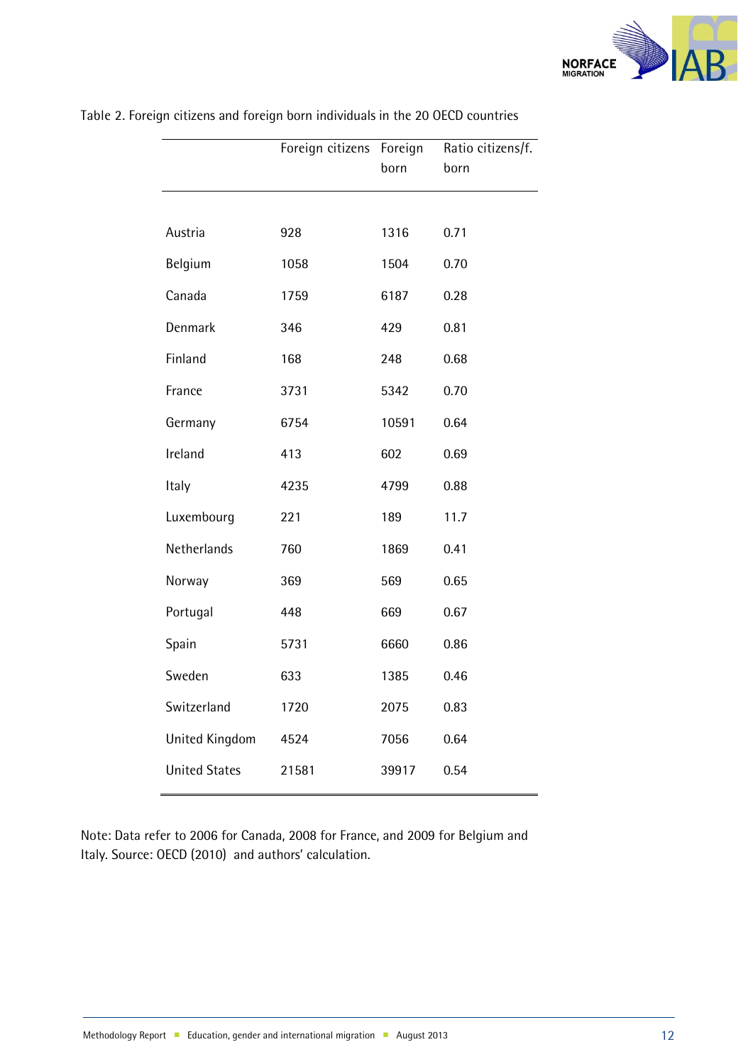Table 2. Foreign citizens and foreign born individuals in the 20 OECD countries

| | Foreign citizens | Foreign born | Ratio citizens/f. born |
|---|---|---|---|
| Austria | 928 | 1316 | 0.71 |
| Belgium | 1058 | 1504 | 0.70 |
| Canada | 1759 | 6187 | 0.28 |
| Denmark | 346 | 429 | 0.81 |
| Finland | 168 | 248 | 0.68 |
| France | 3731 | 5342 | 0.70 |
| Germany | 6754 | 10591 | 0.64 |
| Ireland | 413 | 602 | 0.69 |
| Italy | 4235 | 4799 | 0.88 |
| Luxembourg | 221 | 189 | 11.7 |
| Netherlands | 760 | 1869 | 0.41 |
| Norway | 369 | 569 | 0.65 |
| Portugal | 448 | 669 | 0.67 |
| Spain | 5731 | 6660 | 0.86 |
| Sweden | 633 | 1385 | 0.46 |
| Switzerland | 1720 | 2075 | 0.83 |
| United Kingdom | 4524 | 7056 | 0.64 |
| United States | 21581 | 39917 | 0.54 |

Note: Data refer to 2006 for Canada, 2008 for France, and 2009 for Belgium and Italy. Source: OECD (2010) and authors' calculation.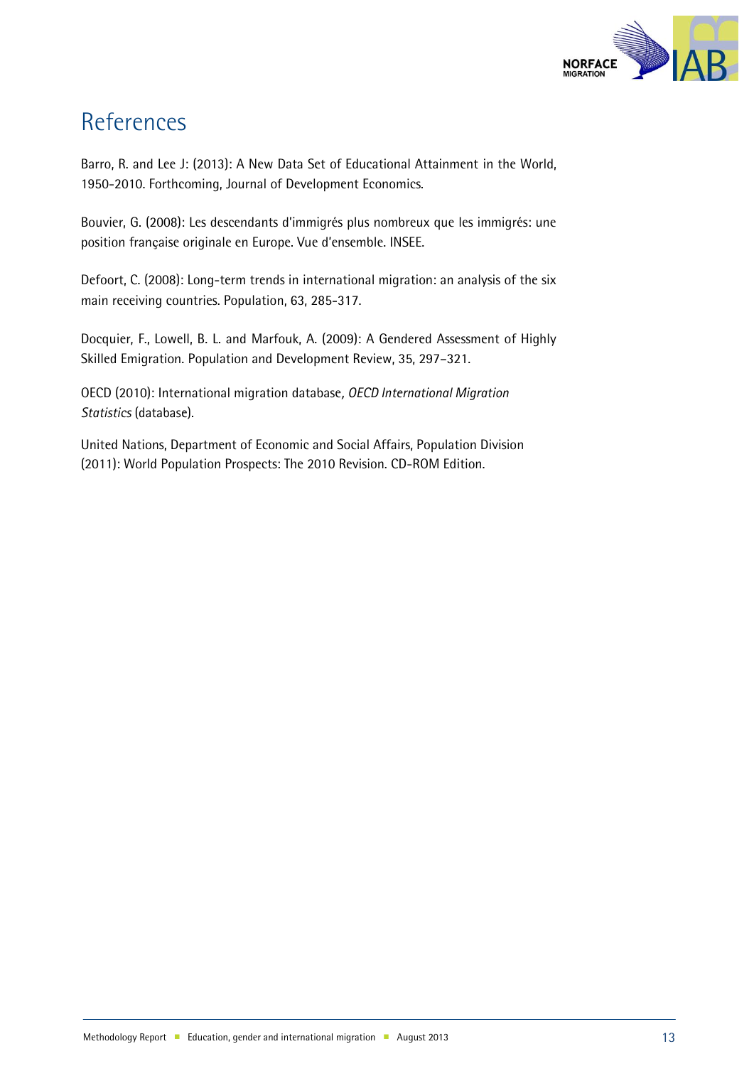# References

Barro, R. and Lee J: (2013): A New Data Set of Educational Attainment in the World, 1950-2010. Forthcoming, Journal of Development Economics.

Bouvier, G. (2008): Les descendants d'immigrés plus nombreux que les immigrés: une position française originale en Europe. Vue d'ensemble. INSEE.

Defoort, C. (2008): Long-term trends in international migration: an analysis of the six main receiving countries. Population, 63, 285-317.

Docquier, F., Lowell, B. L. and Marfouk, A. (2009): A Gendered Assessment of Highly Skilled Emigration. Population and Development Review, 35, 297–321.

OECD (2010): International migration database*, OECD International Migration Statistics* (database).

United Nations, Department of Economic and Social Affairs, Population Division (2011): World Population Prospects: The 2010 Revision. CD-ROM Edition.